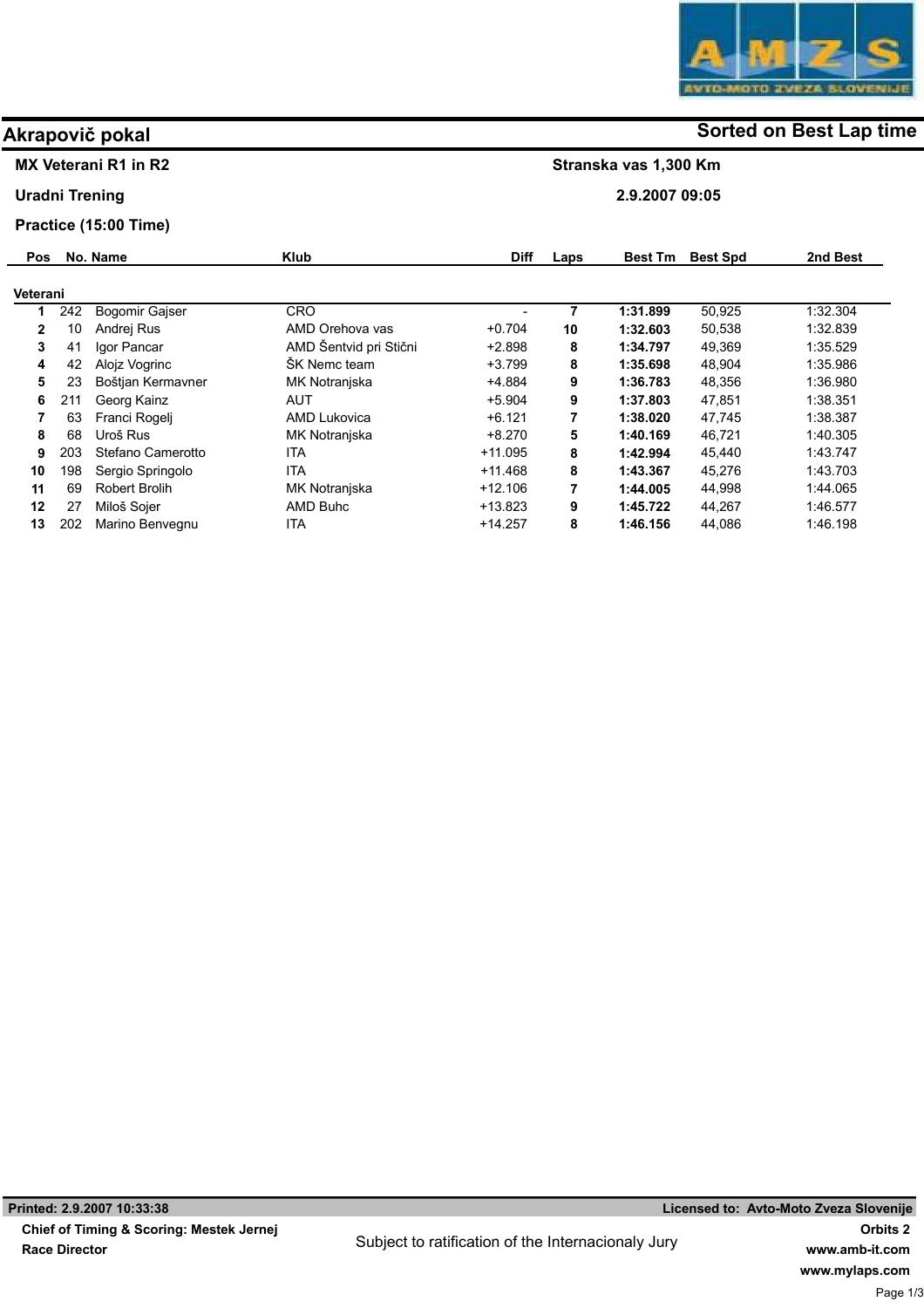# Akrapovič pokal

**Sorted on Best Lap time**

**MX Veterani R1 in R2** — **Stranska vas 1,300 Km**

**Uradni Trening** — **2.9.2007 09:05**

**Practice (15:00 Time)**

| Pos | No. | Name | Klub | Diff | Laps | Best Tm | Best Spd | 2nd Best |
|---|---|---|---|---|---|---|---|---|
| **Veterani** | | | | | | | | |
| 1 | 242 | Bogomir Gajser | CRO | - | 7 | 1:31.899 | 50,925 | 1:32.304 |
| 2 | 10 | Andrej Rus | AMD Orehova vas | +0.704 | 10 | 1:32.603 | 50,538 | 1:32.839 |
| 3 | 41 | Igor Pancar | AMD Šentvid pri Stični | +2.898 | 8 | 1:34.797 | 49,369 | 1:35.529 |
| 4 | 42 | Alojz Vogrinc | ŠK Nemc team | +3.799 | 8 | 1:35.698 | 48,904 | 1:35.986 |
| 5 | 23 | Boštjan Kermavner | MK Notranjska | +4.884 | 9 | 1:36.783 | 48,356 | 1:36.980 |
| 6 | 211 | Georg Kainz | AUT | +5.904 | 9 | 1:37.803 | 47,851 | 1:38.351 |
| 7 | 63 | Franci Rogelj | AMD Lukovica | +6.121 | 7 | 1:38.020 | 47,745 | 1:38.387 |
| 8 | 68 | Uroš Rus | MK Notranjska | +8.270 | 5 | 1:40.169 | 46,721 | 1:40.305 |
| 9 | 203 | Stefano Camerotto | ITA | +11.095 | 8 | 1:42.994 | 45,440 | 1:43.747 |
| 10 | 198 | Sergio Springolo | ITA | +11.468 | 8 | 1:43.367 | 45,276 | 1:43.703 |
| 11 | 69 | Robert Brolih | MK Notranjska | +12.106 | 7 | 1:44.005 | 44,998 | 1:44.065 |
| 12 | 27 | Miloš Sojer | AMD Buhc | +13.823 | 9 | 1:45.722 | 44,267 | 1:46.577 |
| 13 | 202 | Marino Benvegnu | ITA | +14.257 | 8 | 1:46.156 | 44,086 | 1:46.198 |

**Printed: 2.9.2007 10:33:38** — **Licensed to: Avto-Moto Zveza Slovenije**

**Chief of Timing & Scoring: Mestek Jernej**

**Race Director**

Subject to ratification of the Internacionaly Jury

**Orbits 2**
**www.amb-it.com**
**www.mylaps.com**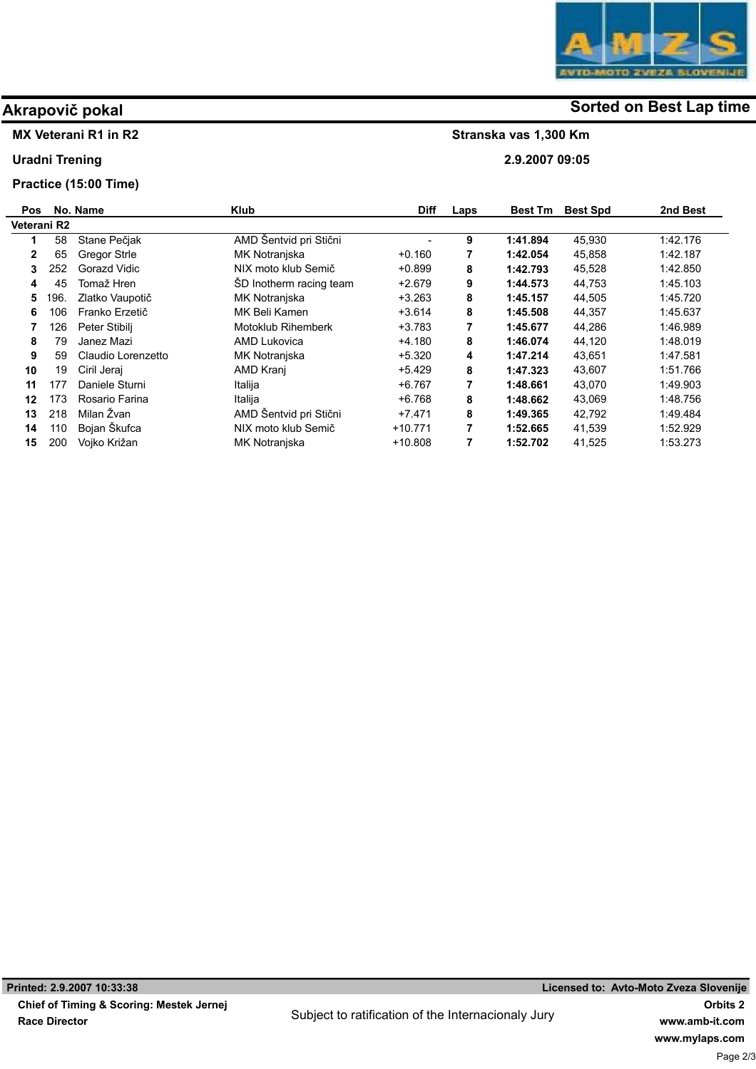# Akrapovič pokal

**Sorted on Best Lap time**

**MX Veterani R1 in R2** — **Stranska vas 1,300 Km**

**Uradni Trening** — **2.9.2007 09:05**

**Practice (15:00 Time)**

| Pos | No. | Name | Klub | Diff | Laps | Best Tm | Best Spd | 2nd Best |
|---|---|---|---|---|---|---|---|---|
| **Veterani R2** | | | | | | | | |
| **1** | 58 | Stane Pečjak | AMD Šentvid pri Stični | - | **9** | **1:41.894** | 45,930 | 1:42.176 |
| **2** | 65 | Gregor Strle | MK Notranjska | +0.160 | **7** | **1:42.054** | 45,858 | 1:42.187 |
| **3** | 252 | Gorazd Vidic | NIX moto klub Semič | +0.899 | **8** | **1:42.793** | 45,528 | 1:42.850 |
| **4** | 45 | Tomaž Hren | ŠD Inotherm racing team | +2.679 | **9** | **1:44.573** | 44,753 | 1:45.103 |
| **5** | 196. | Zlatko Vaupotič | MK Notranjska | +3.263 | **8** | **1:45.157** | 44,505 | 1:45.720 |
| **6** | 106 | Franko Erzetič | MK Beli Kamen | +3.614 | **8** | **1:45.508** | 44,357 | 1:45.637 |
| **7** | 126 | Peter Stibilj | Motoklub Rihemberk | +3.783 | **7** | **1:45.677** | 44,286 | 1:46.989 |
| **8** | 79 | Janez Mazi | AMD Lukovica | +4.180 | **8** | **1:46.074** | 44,120 | 1:48.019 |
| **9** | 59 | Claudio Lorenzetto | MK Notranjska | +5.320 | **4** | **1:47.214** | 43,651 | 1:47.581 |
| **10** | 19 | Ciril Jeraj | AMD Kranj | +5.429 | **8** | **1:47.323** | 43,607 | 1:51.766 |
| **11** | 177 | Daniele Sturni | Italija | +6.767 | **7** | **1:48.661** | 43,070 | 1:49.903 |
| **12** | 173 | Rosario Farina | Italija | +6.768 | **8** | **1:48.662** | 43,069 | 1:48.756 |
| **13** | 218 | Milan Žvan | AMD Šentvid pri Stični | +7.471 | **8** | **1:49.365** | 42,792 | 1:49.484 |
| **14** | 110 | Bojan Škufca | NIX moto klub Semič | +10.771 | **7** | **1:52.665** | 41,539 | 1:52.929 |
| **15** | 200 | Vojko Križan | MK Notranjska | +10.808 | **7** | **1:52.702** | 41,525 | 1:53.273 |

**Printed: 2.9.2007 10:33:38** — **Licensed to: Avto-Moto Zveza Slovenije**

**Chief of Timing & Scoring: Mestek Jernej**

**Race Director**

Subject to ratification of the Internacionaly Jury

**Orbits 2**
**www.amb-it.com**
**www.mylaps.com**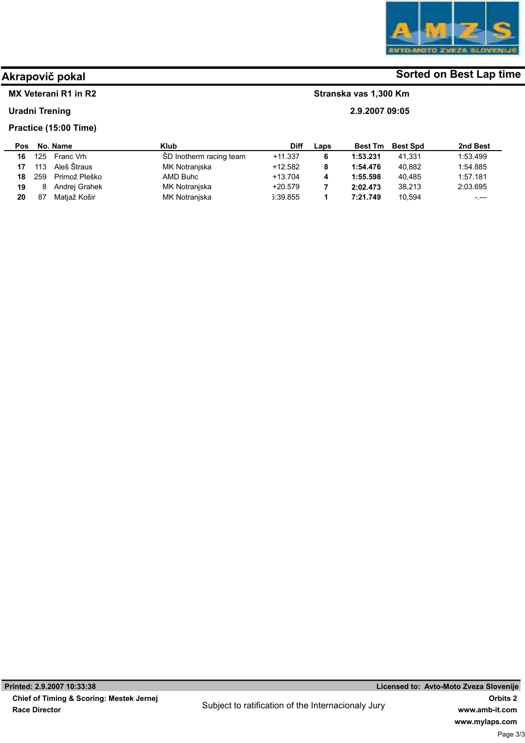## Akrapovič pokal

**Sorted on Best Lap time**

**MX Veterani R1 in R2** — **Stranska vas 1,300 Km**

**Uradni Trening** — **2.9.2007 09:05**

**Practice (15:00 Time)**

| Pos | No. | Name | Klub | Diff | Laps | Best Tm | Best Spd | 2nd Best |
|---|---|---|---|---|---|---|---|---|
| **16** | 125 | Franc Vrh | ŠD Inotherm racing team | +11.337 | **6** | **1:53.231** | 41,331 | 1:53.499 |
| **17** | 113 | Aleš Štraus | MK Notranjska | +12.582 | **8** | **1:54.476** | 40,882 | 1:54.885 |
| **18** | 259 | Primož Pleško | AMD Buhc | +13.704 | **4** | **1:55.598** | 40,485 | 1:57.181 |
| **19** | 8 | Andrej Grahek | MK Notranjska | +20.579 | **7** | **2:02.473** | 38,213 | 2:03.695 |
| **20** | 87 | Matjaž Košir | MK Notranjska | 5:39.855 | **1** | **7:21.749** | 10,594 | -.--- |

**Printed: 2.9.2007 10:33:38** — **Licensed to: Avto-Moto Zveza Slovenije**

**Chief of Timing & Scoring: Mestek Jernej**

**Race Director**

Subject to ratification of the Internacionaly Jury

**Orbits 2**
**www.amb-it.com**
**www.mylaps.com**